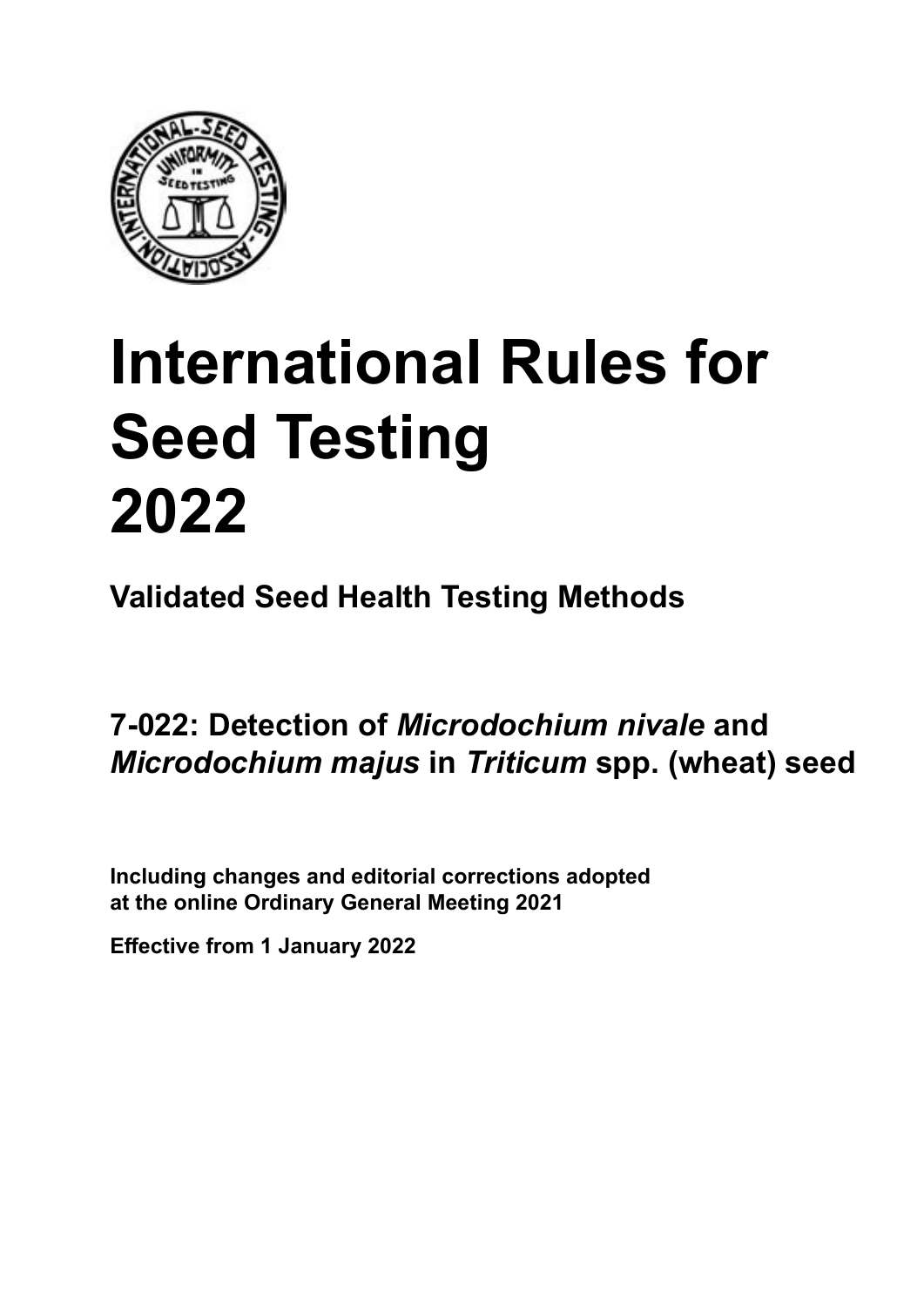# International Rules for Seed Testing 2022

**Validated Seed Health Testing Methods**

## 7-022: Detection of *Microdochium nivale* and *Microdochium majus* in *Triticum* spp. (wheat) seed

**Including changes and editorial corrections adopted at the online Ordinary General Meeting 2021**

**Effective from 1 January 2022**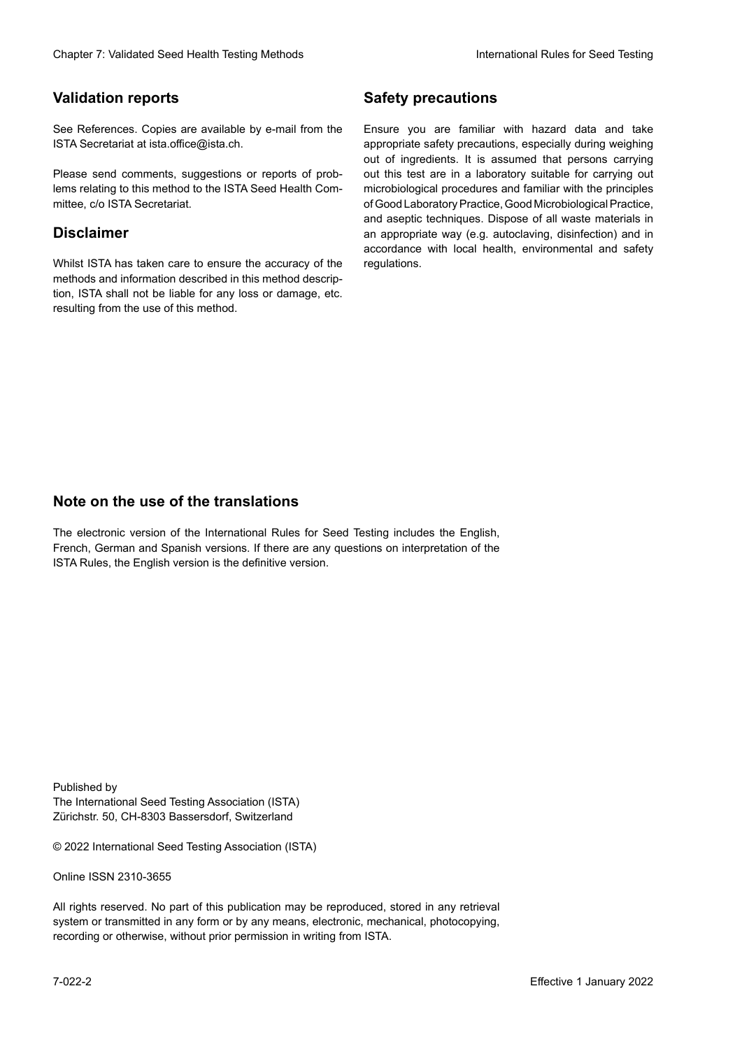## Validation reports

See References. Copies are available by e-mail from the ISTA Secretariat at ista.office@ista.ch.

Please send comments, suggestions or reports of problems relating to this method to the ISTA Seed Health Committee, c/o ISTA Secretariat.

## Disclaimer

Whilst ISTA has taken care to ensure the accuracy of the methods and information described in this method description, ISTA shall not be liable for any loss or damage, etc. resulting from the use of this method.

## Safety precautions

Ensure you are familiar with hazard data and take appropriate safety precautions, especially during weighing out of ingredients. It is assumed that persons carrying out this test are in a laboratory suitable for carrying out microbiological procedures and familiar with the principles of Good Laboratory Practice, Good Microbiological Practice, and aseptic techniques. Dispose of all waste materials in an appropriate way (e.g. autoclaving, disinfection) and in accordance with local health, environmental and safety regulations.

## Note on the use of the translations

The electronic version of the International Rules for Seed Testing includes the English, French, German and Spanish versions. If there are any questions on interpretation of the ISTA Rules, the English version is the definitive version.

Published by
The International Seed Testing Association (ISTA)
Zürichstr. 50, CH-8303 Bassersdorf, Switzerland

© 2022 International Seed Testing Association (ISTA)

Online ISSN 2310-3655

All rights reserved. No part of this publication may be reproduced, stored in any retrieval system or transmitted in any form or by any means, electronic, mechanical, photocopying, recording or otherwise, without prior permission in writing from ISTA.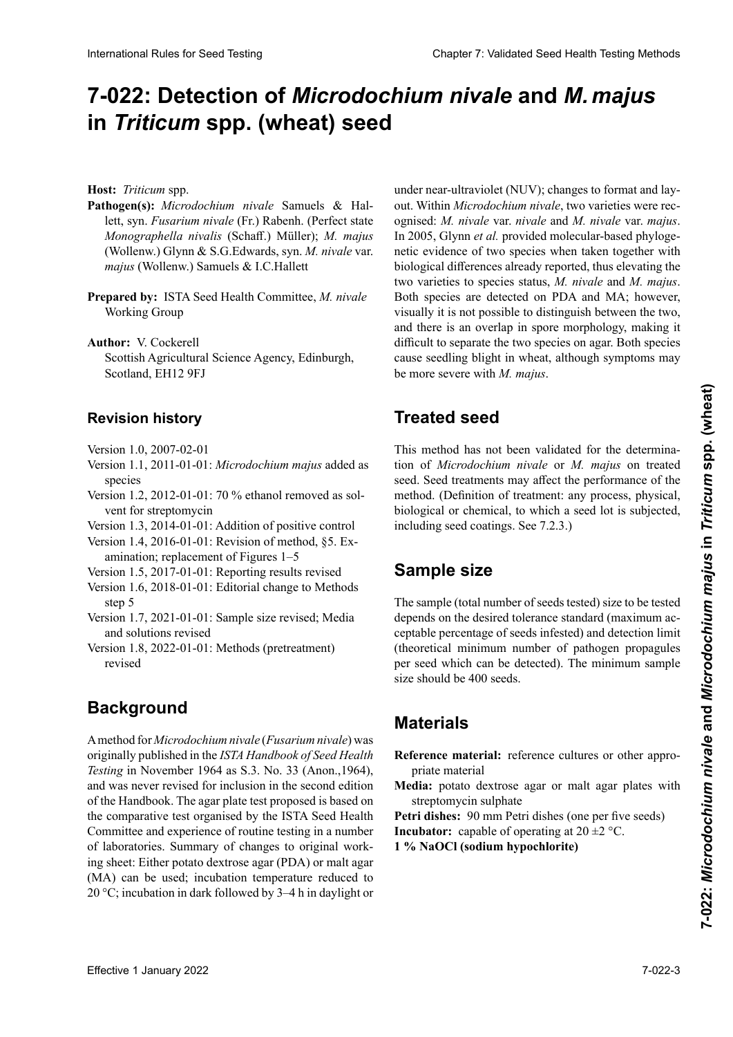# 7-022: Detection of *Microdochium nivale* and *M. majus* in *Triticum* spp. (wheat) seed

**Host:** *Triticum* spp.

**Pathogen(s):** *Microdochium nivale* Samuels & Hallett, syn. *Fusarium nivale* (Fr.) Rabenh. (Perfect state *Monographella nivalis* (Schaff.) Müller); *M. majus* (Wollenw.) Glynn & S.G.Edwards, syn. *M. nivale* var. *majus* (Wollenw.) Samuels & I.C.Hallett

**Prepared by:** ISTA Seed Health Committee, *M. nivale* Working Group

**Author:** V. Cockerell
Scottish Agricultural Science Agency, Edinburgh, Scotland, EH12 9FJ

## Revision history

Version 1.0, 2007-02-01
Version 1.1, 2011-01-01: *Microdochium majus* added as species
Version 1.2, 2012-01-01: 70 % ethanol removed as solvent for streptomycin
Version 1.3, 2014-01-01: Addition of positive control
Version 1.4, 2016-01-01: Revision of method, §5. Examination; replacement of Figures 1–5
Version 1.5, 2017-01-01: Reporting results revised
Version 1.6, 2018-01-01: Editorial change to Methods step 5
Version 1.7, 2021-01-01: Sample size revised; Media and solutions revised
Version 1.8, 2022-01-01: Methods (pretreatment) revised

## Background

A method for *Microdochium nivale* (*Fusarium nivale*) was originally published in the *ISTA Handbook of Seed Health Testing* in November 1964 as S.3. No. 33 (Anon.,1964), and was never revised for inclusion in the second edition of the Handbook. The agar plate test proposed is based on the comparative test organised by the ISTA Seed Health Committee and experience of routine testing in a number of laboratories. Summary of changes to original working sheet: Either potato dextrose agar (PDA) or malt agar (MA) can be used; incubation temperature reduced to 20 °C; incubation in dark followed by 3–4 h in daylight or under near-ultraviolet (NUV); changes to format and layout. Within *Microdochium nivale*, two varieties were recognised: *M. nivale* var. *nivale* and *M. nivale* var. *majus*. In 2005, Glynn *et al.* provided molecular-based phylogenetic evidence of two species when taken together with biological differences already reported, thus elevating the two varieties to species status, *M. nivale* and *M. majus*. Both species are detected on PDA and MA; however, visually it is not possible to distinguish between the two, and there is an overlap in spore morphology, making it difficult to separate the two species on agar. Both species cause seedling blight in wheat, although symptoms may be more severe with *M. majus*.

## Treated seed

This method has not been validated for the determination of *Microdochium nivale* or *M. majus* on treated seed. Seed treatments may affect the performance of the method. (Definition of treatment: any process, physical, biological or chemical, to which a seed lot is subjected, including seed coatings. See 7.2.3.)

## Sample size

The sample (total number of seeds tested) size to be tested depends on the desired tolerance standard (maximum acceptable percentage of seeds infested) and detection limit (theoretical minimum number of pathogen propagules per seed which can be detected). The minimum sample size should be 400 seeds.

## Materials

**Reference material:** reference cultures or other appropriate material

**Media:** potato dextrose agar or malt agar plates with streptomycin sulphate

**Petri dishes:** 90 mm Petri dishes (one per five seeds)

**Incubator:** capable of operating at 20 ±2 °C.

**1 % NaOCl (sodium hypochlorite)**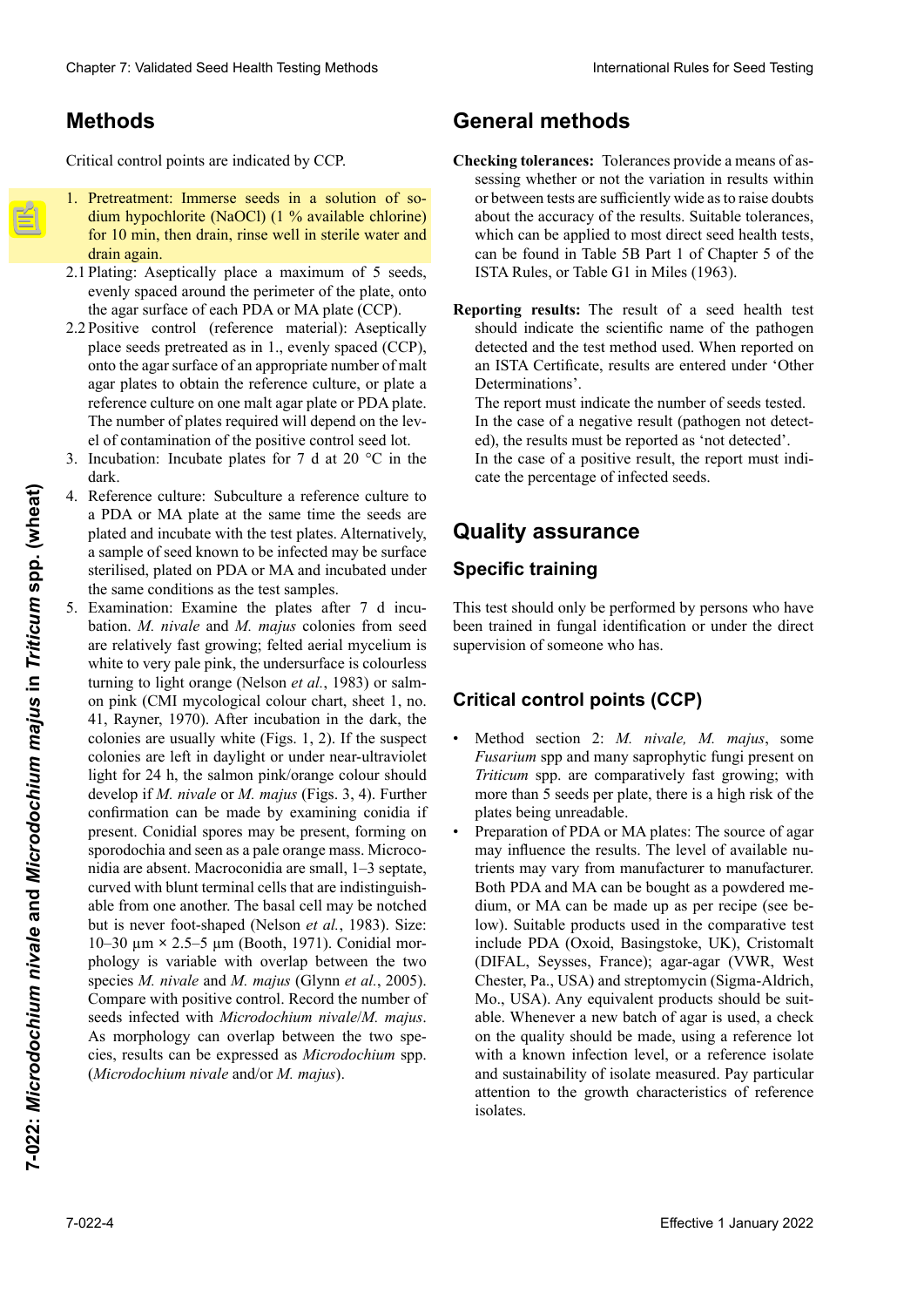## Methods

Critical control points are indicated by CCP.

1. Pretreatment: Immerse seeds in a solution of sodium hypochlorite (NaOCl) (1 % available chlorine) for 10 min, then drain, rinse well in sterile water and drain again.

2.1 Plating: Aseptically place a maximum of 5 seeds, evenly spaced around the perimeter of the plate, onto the agar surface of each PDA or MA plate (CCP).

2.2 Positive control (reference material): Aseptically place seeds pretreated as in 1., evenly spaced (CCP), onto the agar surface of an appropriate number of malt agar plates to obtain the reference culture, or plate a reference culture on one malt agar plate or PDA plate. The number of plates required will depend on the level of contamination of the positive control seed lot.

3. Incubation: Incubate plates for 7 d at 20 °C in the dark.

4. Reference culture: Subculture a reference culture to a PDA or MA plate at the same time the seeds are plated and incubate with the test plates. Alternatively, a sample of seed known to be infected may be surface sterilised, plated on PDA or MA and incubated under the same conditions as the test samples.

5. Examination: Examine the plates after 7 d incubation. *M. nivale* and *M. majus* colonies from seed are relatively fast growing; felted aerial mycelium is white to very pale pink, the undersurface is colourless turning to light orange (Nelson *et al.*, 1983) or salmon pink (CMI mycological colour chart, sheet 1, no. 41, Rayner, 1970). After incubation in the dark, the colonies are usually white (Figs. 1, 2). If the suspect colonies are left in daylight or under near-ultraviolet light for 24 h, the salmon pink/orange colour should develop if *M. nivale* or *M. majus* (Figs. 3, 4). Further confirmation can be made by examining conidia if present. Conidial spores may be present, forming on sporodochia and seen as a pale orange mass. Microconidia are absent. Macroconidia are small, 1–3 septate, curved with blunt terminal cells that are indistinguishable from one another. The basal cell may be notched but is never foot-shaped (Nelson *et al.*, 1983). Size: 10–30 µm × 2.5–5 µm (Booth, 1971). Conidial morphology is variable with overlap between the two species *M. nivale* and *M. majus* (Glynn *et al.*, 2005). Compare with positive control. Record the number of seeds infected with *Microdochium nivale*/*M. majus*. As morphology can overlap between the two species, results can be expressed as *Microdochium* spp. (*Microdochium nivale* and/or *M. majus*).

## General methods

**Checking tolerances:** Tolerances provide a means of assessing whether or not the variation in results within or between tests are sufficiently wide as to raise doubts about the accuracy of the results. Suitable tolerances, which can be applied to most direct seed health tests, can be found in Table 5B Part 1 of Chapter 5 of the ISTA Rules, or Table G1 in Miles (1963).

**Reporting results:** The result of a seed health test should indicate the scientific name of the pathogen detected and the test method used. When reported on an ISTA Certificate, results are entered under 'Other Determinations'.

The report must indicate the number of seeds tested.

In the case of a negative result (pathogen not detected), the results must be reported as 'not detected'.

In the case of a positive result, the report must indicate the percentage of infected seeds.

## Quality assurance

### Specific training

This test should only be performed by persons who have been trained in fungal identification or under the direct supervision of someone who has.

### Critical control points (CCP)

- Method section 2: *M. nivale, M. majus*, some *Fusarium* spp and many saprophytic fungi present on *Triticum* spp. are comparatively fast growing; with more than 5 seeds per plate, there is a high risk of the plates being unreadable.
- Preparation of PDA or MA plates: The source of agar may influence the results. The level of available nutrients may vary from manufacturer to manufacturer. Both PDA and MA can be bought as a powdered medium, or MA can be made up as per recipe (see below). Suitable products used in the comparative test include PDA (Oxoid, Basingstoke, UK), Cristomalt (DIFAL, Seysses, France); agar-agar (VWR, West Chester, Pa., USA) and streptomycin (Sigma-Aldrich, Mo., USA). Any equivalent products should be suitable. Whenever a new batch of agar is used, a check on the quality should be made, using a reference lot with a known infection level, or a reference isolate and sustainability of isolate measured. Pay particular attention to the growth characteristics of reference isolates.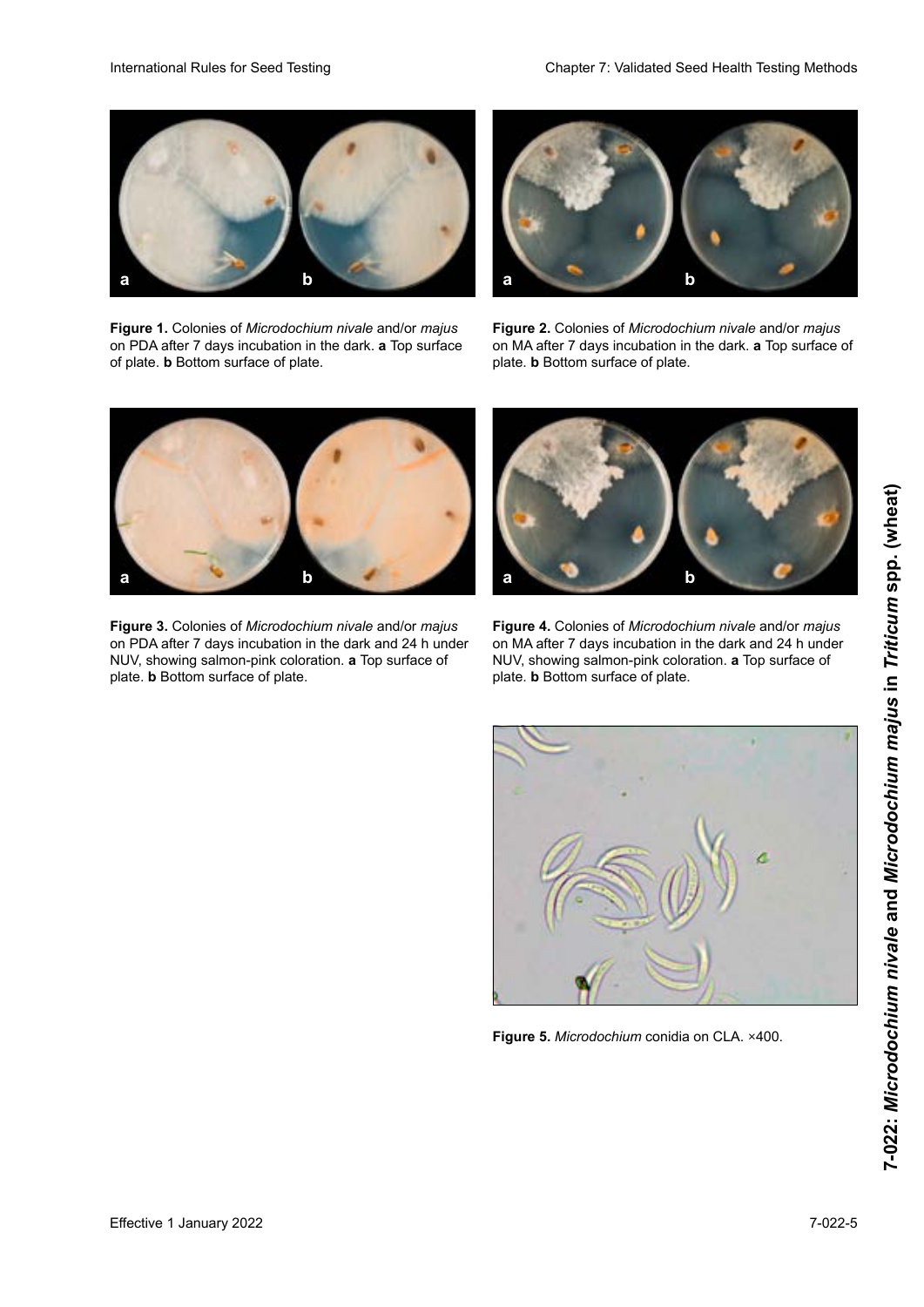**Figure 1.** Colonies of *Microdochium nivale* and/or *majus* on PDA after 7 days incubation in the dark. **a** Top surface of plate. **b** Bottom surface of plate.

**Figure 2.** Colonies of *Microdochium nivale* and/or *majus* on MA after 7 days incubation in the dark. **a** Top surface of plate. **b** Bottom surface of plate.

**Figure 3.** Colonies of *Microdochium nivale* and/or *majus* on PDA after 7 days incubation in the dark and 24 h under NUV, showing salmon-pink coloration. **a** Top surface of plate. **b** Bottom surface of plate.

**Figure 4.** Colonies of *Microdochium nivale* and/or *majus* on MA after 7 days incubation in the dark and 24 h under NUV, showing salmon-pink coloration. **a** Top surface of plate. **b** Bottom surface of plate.

**Figure 5.** *Microdochium* conidia on CLA. ×400.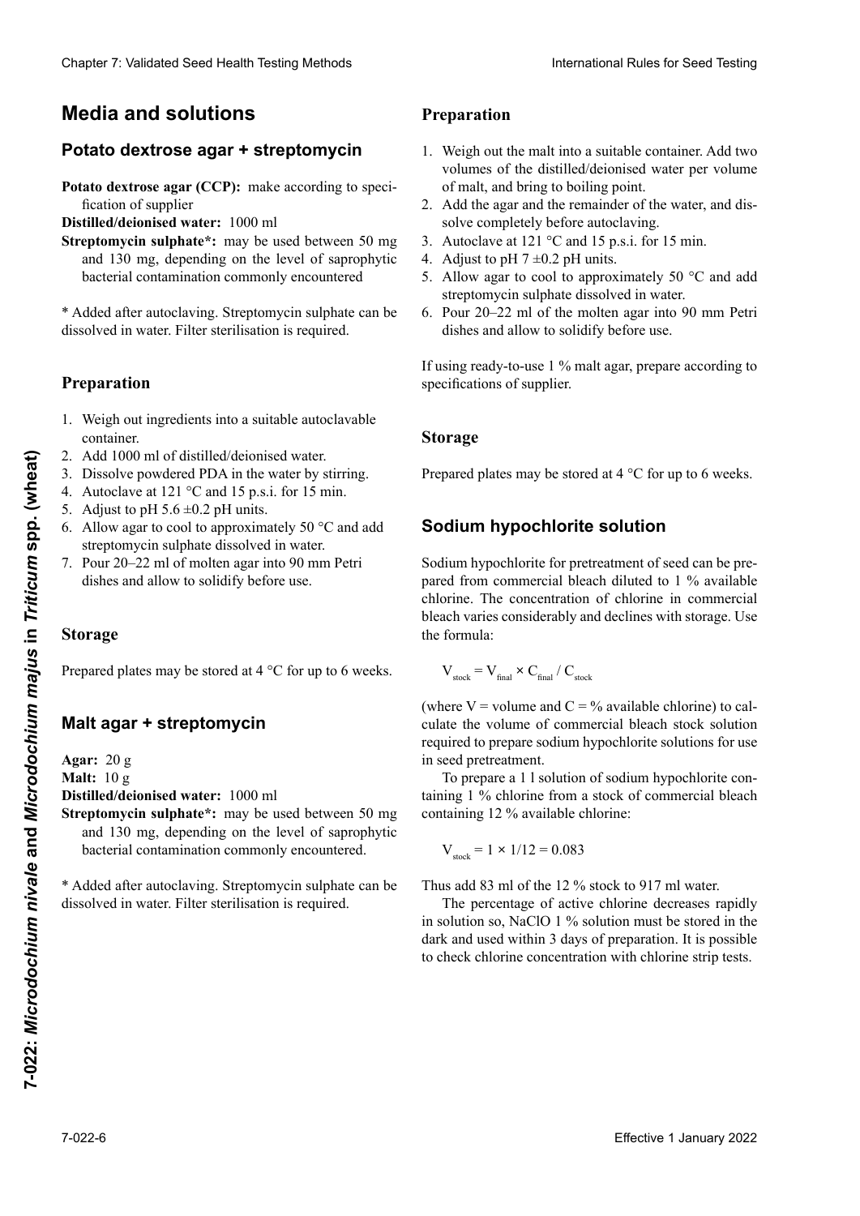# Media and solutions

## Potato dextrose agar + streptomycin

**Potato dextrose agar (CCP):** make according to specification of supplier

**Distilled/deionised water:** 1000 ml

**Streptomycin sulphate*:** may be used between 50 mg and 130 mg, depending on the level of saprophytic bacterial contamination commonly encountered

* Added after autoclaving. Streptomycin sulphate can be dissolved in water. Filter sterilisation is required.

### Preparation

1. Weigh out ingredients into a suitable autoclavable container.
2. Add 1000 ml of distilled/deionised water.
3. Dissolve powdered PDA in the water by stirring.
4. Autoclave at 121 °C and 15 p.s.i. for 15 min.
5. Adjust to pH 5.6 ±0.2 pH units.
6. Allow agar to cool to approximately 50 °C and add streptomycin sulphate dissolved in water.
7. Pour 20–22 ml of molten agar into 90 mm Petri dishes and allow to solidify before use.

### Storage

Prepared plates may be stored at 4 °C for up to 6 weeks.

## Malt agar + streptomycin

**Agar:** 20 g

**Malt:** 10 g

**Distilled/deionised water:** 1000 ml

**Streptomycin sulphate*:** may be used between 50 mg and 130 mg, depending on the level of saprophytic bacterial contamination commonly encountered.

* Added after autoclaving. Streptomycin sulphate can be dissolved in water. Filter sterilisation is required.

### Preparation

1. Weigh out the malt into a suitable container. Add two volumes of the distilled/deionised water per volume of malt, and bring to boiling point.
2. Add the agar and the remainder of the water, and dissolve completely before autoclaving.
3. Autoclave at 121 °C and 15 p.s.i. for 15 min.
4. Adjust to pH 7 ±0.2 pH units.
5. Allow agar to cool to approximately 50 °C and add streptomycin sulphate dissolved in water.
6. Pour 20–22 ml of the molten agar into 90 mm Petri dishes and allow to solidify before use.

If using ready-to-use 1 % malt agar, prepare according to specifications of supplier.

### Storage

Prepared plates may be stored at 4 °C for up to 6 weeks.

## Sodium hypochlorite solution

Sodium hypochlorite for pretreatment of seed can be prepared from commercial bleach diluted to 1 % available chlorine. The concentration of chlorine in commercial bleach varies considerably and declines with storage. Use the formula:

$$V_{stock} = V_{final} \times C_{final} / C_{stock}$$

(where V = volume and C = % available chlorine) to calculate the volume of commercial bleach stock solution required to prepare sodium hypochlorite solutions for use in seed pretreatment.

To prepare a 1 l solution of sodium hypochlorite containing 1 % chlorine from a stock of commercial bleach containing 12 % available chlorine:

$$V_{stock} = 1 \times 1/12 = 0.083$$

Thus add 83 ml of the 12 % stock to 917 ml water.

The percentage of active chlorine decreases rapidly in solution so, NaClO 1 % solution must be stored in the dark and used within 3 days of preparation. It is possible to check chlorine concentration with chlorine strip tests.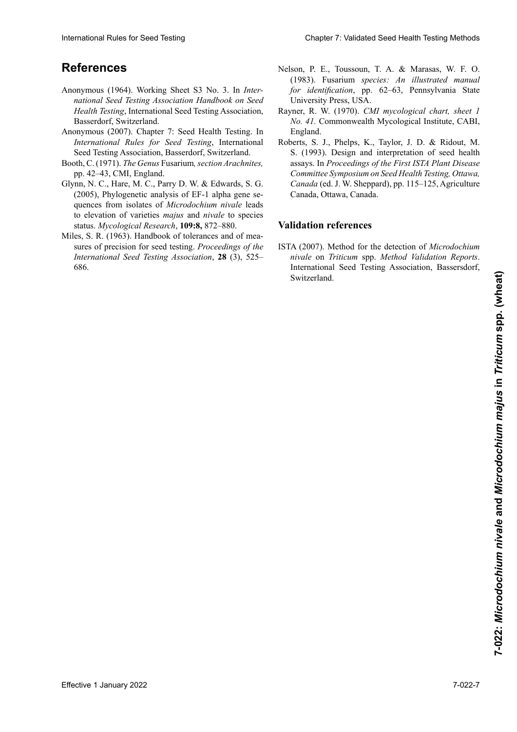# References

Anonymous (1964). Working Sheet S3 No. 3. In *International Seed Testing Association Handbook on Seed Health Testing*, International Seed Testing Association, Basserdorf, Switzerland.

Anonymous (2007). Chapter 7: Seed Health Testing. In *International Rules for Seed Testing*, International Seed Testing Association, Basserdorf, Switzerland.

Booth, C. (1971). *The Genus* Fusarium*, section Arachnites,* pp. 42–43, CMI, England.

Glynn, N. C., Hare, M. C., Parry D. W. & Edwards, S. G. (2005), Phylogenetic analysis of EF-1 alpha gene sequences from isolates of *Microdochium nivale* leads to elevation of varieties *majus* and *nivale* to species status. *Mycological Research*, **109:8,** 872–880.

Miles, S. R. (1963). Handbook of tolerances and of measures of precision for seed testing. *Proceedings of the International Seed Testing Association*, **28** (3), 525–686.

Nelson, P. E., Toussoun, T. A. & Marasas, W. F. O. (1983). Fusarium *species: An illustrated manual for identification*, pp. 62–63, Pennsylvania State University Press, USA.

Rayner, R. W. (1970). *CMI mycological chart, sheet 1 No. 41.* Commonwealth Mycological Institute, CABI, England.

Roberts, S. J., Phelps, K., Taylor, J. D. & Ridout, M. S. (1993). Design and interpretation of seed health assays. In *Proceedings of the First ISTA Plant Disease Committee Symposium on Seed Health Testing, Ottawa, Canada* (ed. J. W. Sheppard), pp. 115–125, Agriculture Canada, Ottawa, Canada.

## Validation references

ISTA (2007). Method for the detection of *Microdochium nivale* on *Triticum* spp. *Method Validation Reports*. International Seed Testing Association, Bassersdorf, Switzerland.